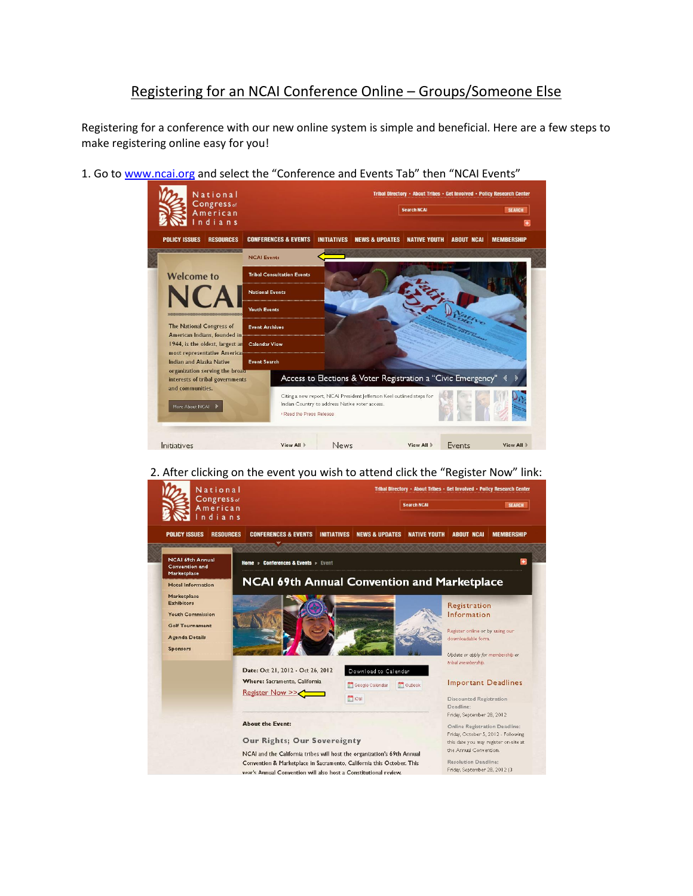# Registering for an NCAI Conference Online – Groups/Someone Else

Registering for a conference with our new online system is simple and beneficial. Here are a few steps to make registering online easy for you!

1. Go to www.ncai.org and select the "Conference and Events Tab" then "NCAI Events"

2. After clicking on the event you wish to attend click the "Register Now" link: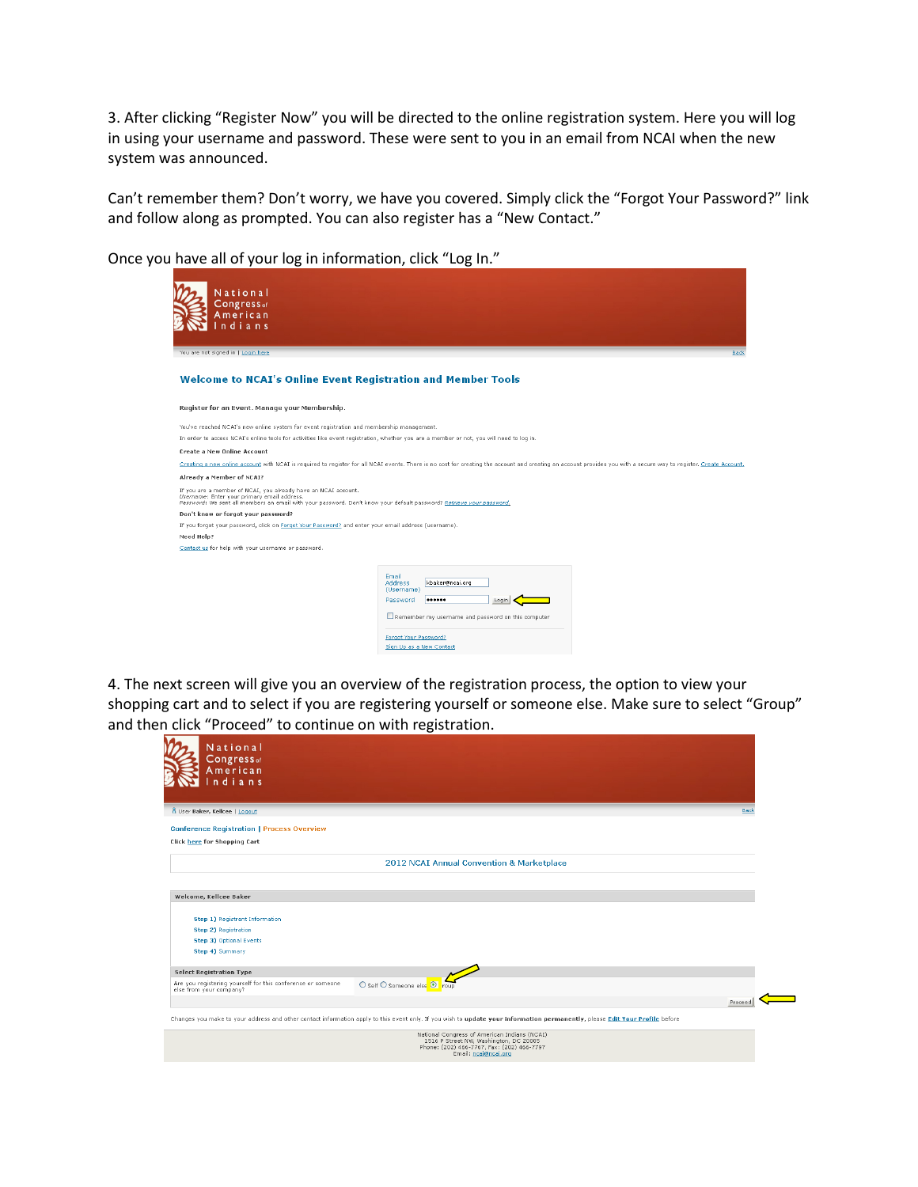3. After clicking "Register Now" you will be directed to the online registration system. Here you will log in using your username and password. These were sent to you in an email from NCAI when the new system was announced.

Can't remember them? Don't worry, we have you covered. Simply click the "Forgot Your Password?" link and follow along as prompted. You can also register has a "New Contact."

Once you have all of your log in information, click "Log In."

National Congress of American Indians

You are not signed in | Login here | Back

## Welcome to NCAI's Online Event Registration and Member Tools

**Register for an Event. Manage your Membership.**

You've reached NCAI's new online system for event registration and membership management.

In order to access NCAI's online tools for activities like event registration, whether you are a member or not, you will need to log in.

**Create a New Online Account**

Creating a new online account with NCAI is required to register for all NCAI events. There is no cost for creating the account and creating an account provides you with a secure way to register. Create Account.

**Already a Member of NCAI?**

If you are a member of NCAI, you already have an NCAI account.
*Username:* Enter your primary email address.
*Password:* We sent all members an email with your password. Don't know your default password? *Retrieve your password.*

**Don't know or forgot your password?**

If you forgot your password, click on Forgot Your Password? and enter your email address (username).

**Need Help?**

Contact us for help with your username or password.

Email Address (Username): kbaker@ncai.org
Password: ••••••
Login

Remember my username and password on this computer

Forgot Your Password?
Sign Up as a New Contact

4. The next screen will give you an overview of the registration process, the option to view your shopping cart and to select if you are registering yourself or someone else. Make sure to select "Group" and then click "Proceed" to continue on with registration.

National Congress of American Indians

User Baker, Kellcee | Logout | Back

Conference Registration | Process Overview

Click here for Shopping Cart

2012 NCAI Annual Convention & Marketplace

**Welcome, Kellcee Baker**

Step 1) Registrant Information
Step 2) Registration
Step 3) Optional Events
Step 4) Summary

**Select Registration Type**

Are you registering yourself for this conference or someone else from your company? ○ Self ○ Someone else ◉ Group

Proceed

Changes you make to your address and other contact information apply to this event only. If you wish to **update your information permanently**, please **Edit Your Profile** before

National Congress of American Indians (NCAI)
1516 P Street NW, Washington, DC 20005
Phone: (202) 466-7767, Fax: (202) 466-7797
Email: ncai@ncai.org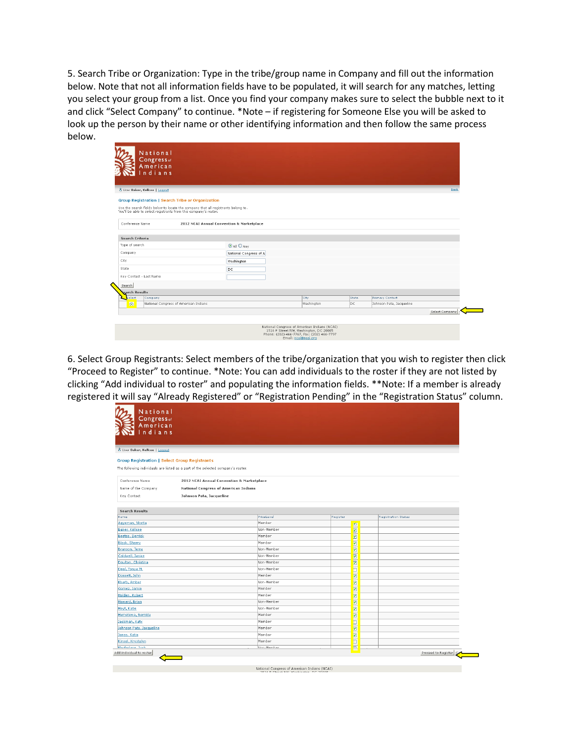5. Search Tribe or Organization: Type in the tribe/group name in Company and fill out the information below. Note that not all information fields have to be populated, it will search for any matches, letting you select your group from a list. Once you find your company makes sure to select the bubble next to it and click "Select Company" to continue. *Note – if registering for Someone Else you will be asked to look up the person by their name or other identifying information and then follow the same process below.

6. Select Group Registrants: Select members of the tribe/organization that you wish to register then click "Proceed to Register" to continue. *Note: You can add individuals to the roster if they are not listed by clicking "Add individual to roster" and populating the information fields. **Note: If a member is already registered it will say "Already Registered" or "Registration Pending" in the "Registration Status" column.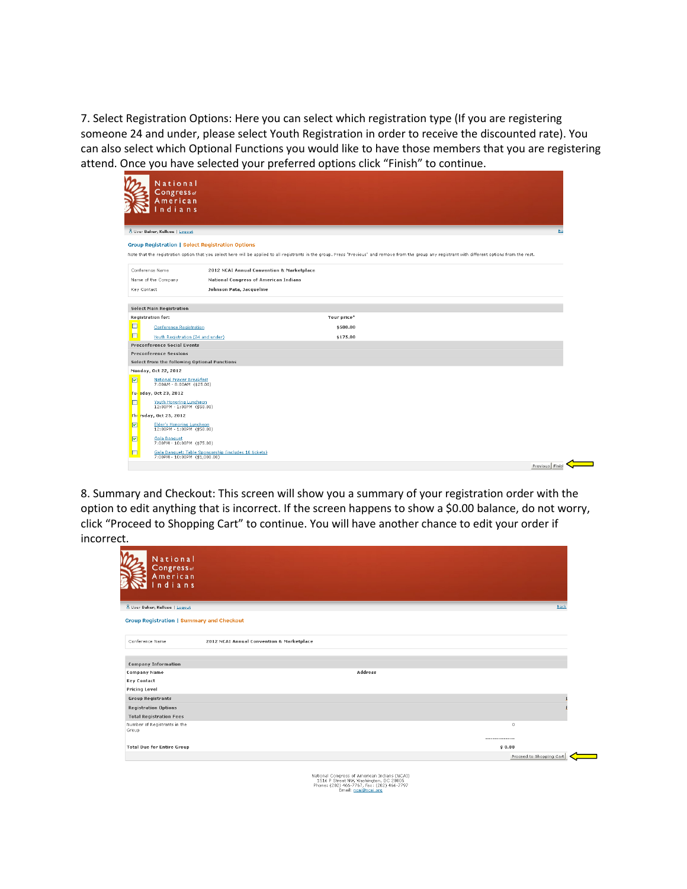7. Select Registration Options: Here you can select which registration type (If you are registering someone 24 and under, please select Youth Registration in order to receive the discounted rate). You can also select which Optional Functions you would like to have those members that you are registering attend. Once you have selected your preferred options click "Finish" to continue.

National Congress of American Indians

User Baker, Kellcee | Logout

**Group Registration | Select Registration Options**

Note that the registration option that you select here will be applied to all registrants in the group. Press "Previous" and remove from the group any registrant with different options from the rest.

| | |
|---|---|
| Conference Name | 2012 NCAI Annual Convention & Marketplace |
| Name of the Company | National Congress of American Indians |
| Key Contact | Johnson Pata, Jacqueline |

**Select Main Registration**

| Registration for: | Your price* |
|---|---|
| ☐ Conference Registration | $500.00 |
| ☐ Youth Registration (24 and under) | $175.00 |

**Preconference Social Events**

**Preconference Sessions**

**Select from the following Optional Functions**

Monday, Oct 22, 2012

- ☑ National Prayer Breakfast 7:00AM - 8:00AM ($25.00)

Tuesday, Oct 23, 2012

- ☐ Youth Honoring Luncheon 12:00PM - 1:00PM ($50.00)

Thursday, Oct 25, 2012

- ☑ Elder's Honoring Luncheon 12:00PM - 1:00PM ($50.00)
- ☑ Gala Banquet 7:00PM - 10:00PM ($75.00)
- ☐ Gala Banquet: Table Sponsorship (includes 10 tickets) 7:00PM - 10:00PM ($1,000.00)

Previous | Finish

8. Summary and Checkout: This screen will show you a summary of your registration order with the option to edit anything that is incorrect. If the screen happens to show a $0.00 balance, do not worry, click "Proceed to Shopping Cart" to continue. You will have another chance to edit your order if incorrect.

National Congress of American Indians

User Baker, Kellcee | Logout

**Group Registration | Summary and Checkout**

| | |
|---|---|
| Conference Name | 2012 NCAI Annual Convention & Marketplace |

**Company Information**

| | |
|---|---|
| Company Name | Address |
| Key Contact | |
| Pricing Level | |

**Group Registrants**

**Registration Options**

**Total Registration Fees**

| | |
|---|---|
| Number of Registrants in the Group | 0 |
| Total Due for Entire Group | $ 0.00 |

Proceed to Shopping Cart

National Congress of American Indians (NCAI)
1516 P Street NW, Washington, DC 20005
Phone: (202) 466-7767, Fax: (202) 466-7797
Email: ncai@ncai.org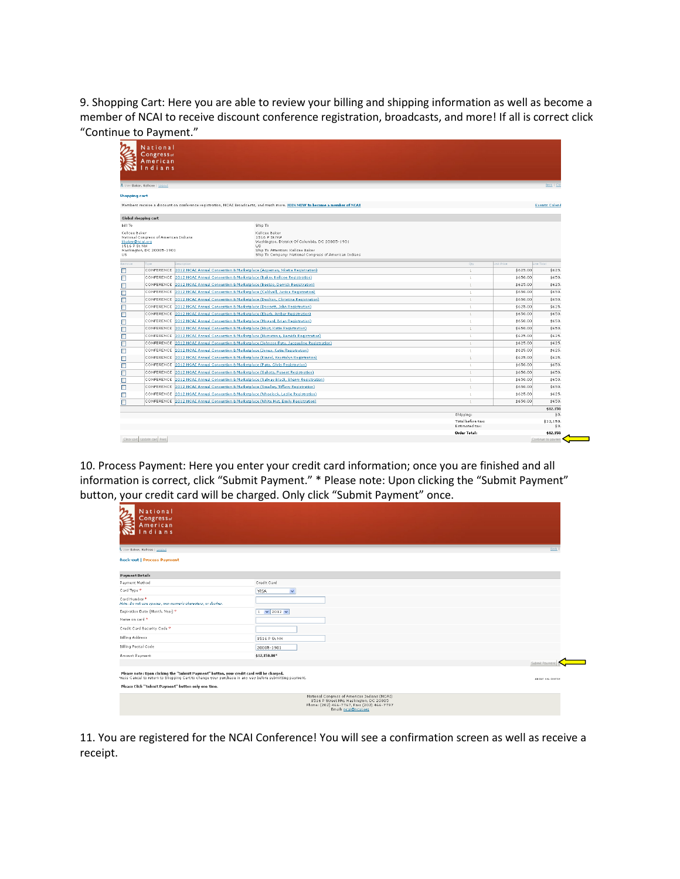9. Shopping Cart: Here you are able to review your billing and shipping information as well as become a member of NCAI to receive discount conference registration, broadcasts, and more! If all is correct click "Continue to Payment."

10. Process Payment: Here you enter your credit card information; once you are finished and all information is correct, click "Submit Payment." * Please note: Upon clicking the "Submit Payment" button, your credit card will be charged. Only click "Submit Payment" once.

11. You are registered for the NCAI Conference! You will see a confirmation screen as well as receive a receipt.